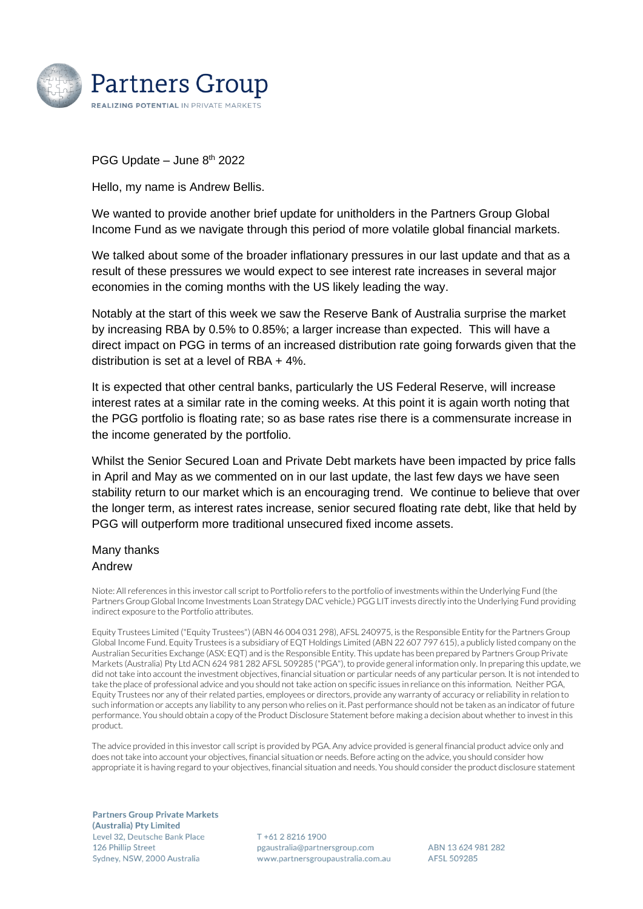PGG Update – June 8th 2022

Hello, my name is Andrew Bellis.

We wanted to provide another brief update for unitholders in the Partners Group Global Income Fund as we navigate through this period of more volatile global financial markets.

We talked about some of the broader inflationary pressures in our last update and that as a result of these pressures we would expect to see interest rate increases in several major economies in the coming months with the US likely leading the way.

Notably at the start of this week we saw the Reserve Bank of Australia surprise the market by increasing RBA by 0.5% to 0.85%; a larger increase than expected. This will have a direct impact on PGG in terms of an increased distribution rate going forwards given that the distribution is set at a level of RBA + 4%.

It is expected that other central banks, particularly the US Federal Reserve, will increase interest rates at a similar rate in the coming weeks. At this point it is again worth noting that the PGG portfolio is floating rate; so as base rates rise there is a commensurate increase in the income generated by the portfolio.

Whilst the Senior Secured Loan and Private Debt markets have been impacted by price falls in April and May as we commented on in our last update, the last few days we have seen stability return to our market which is an encouraging trend. We continue to believe that over the longer term, as interest rates increase, senior secured floating rate debt, like that held by PGG will outperform more traditional unsecured fixed income assets.

Many thanks
Andrew

Niote: All references in this investor call script to Portfolio refers to the portfolio of investments within the Underlying Fund (the Partners Group Global Income Investments Loan Strategy DAC vehicle.) PGG LIT invests directly into the Underlying Fund providing indirect exposure to the Portfolio attributes.

Equity Trustees Limited ("Equity Trustees") (ABN 46 004 031 298), AFSL 240975, is the Responsible Entity for the Partners Group Global Income Fund. Equity Trustees is a subsidiary of EQT Holdings Limited (ABN 22 607 797 615), a publicly listed company on the Australian Securities Exchange (ASX: EQT) and is the Responsible Entity. This update has been prepared by Partners Group Private Markets (Australia) Pty Ltd ACN 624 981 282 AFSL 509285 ("PGA"), to provide general information only. In preparing this update, we did not take into account the investment objectives, financial situation or particular needs of any particular person. It is not intended to take the place of professional advice and you should not take action on specific issues in reliance on this information. Neither PGA, Equity Trustees nor any of their related parties, employees or directors, provide any warranty of accuracy or reliability in relation to such information or accepts any liability to any person who relies on it. Past performance should not be taken as an indicator of future performance. You should obtain a copy of the Product Disclosure Statement before making a decision about whether to invest in this product.

The advice provided in this investor call script is provided by PGA. Any advice provided is general financial product advice only and does not take into account your objectives, financial situation or needs. Before acting on the advice, you should consider how appropriate it is having regard to your objectives, financial situation and needs. You should consider the product disclosure statement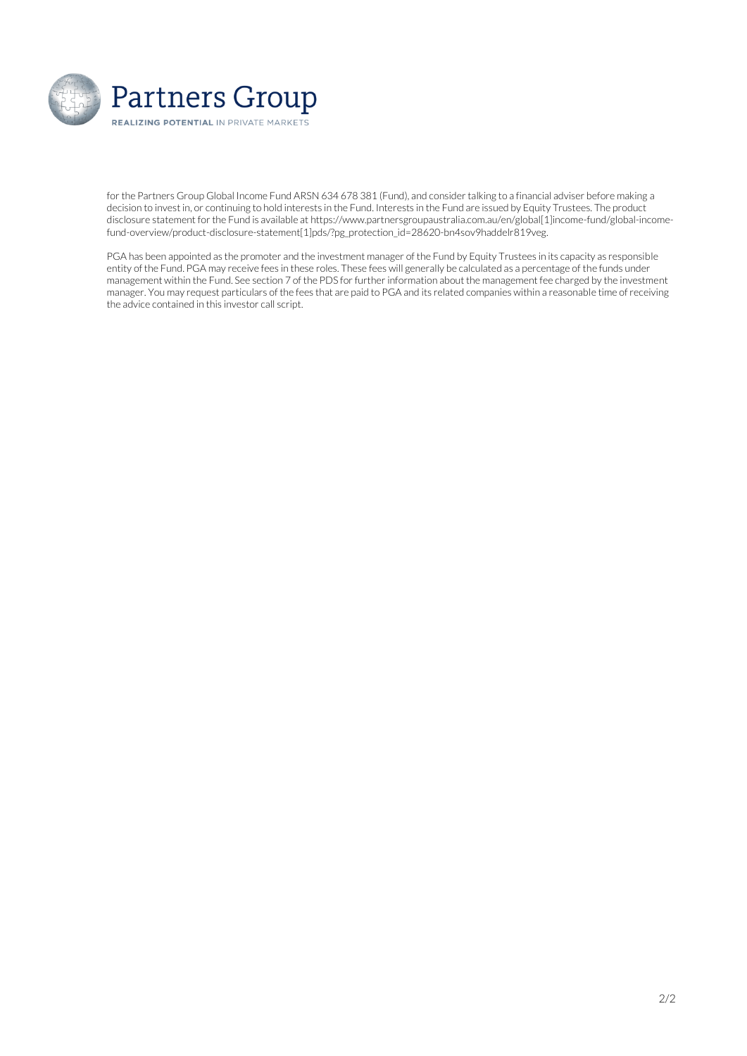for the Partners Group Global Income Fund ARSN 634 678 381 (Fund), and consider talking to a financial adviser before making a decision to invest in, or continuing to hold interests in the Fund. Interests in the Fund are issued by Equity Trustees. The product disclosure statement for the Fund is available at https://www.partnersgroupaustralia.com.au/en/global[1]income-fund/global-income-fund-overview/product-disclosure-statement[1]pds/?pg_protection_id=28620-bn4sov9haddelr819veg.

PGA has been appointed as the promoter and the investment manager of the Fund by Equity Trustees in its capacity as responsible entity of the Fund. PGA may receive fees in these roles. These fees will generally be calculated as a percentage of the funds under management within the Fund. See section 7 of the PDS for further information about the management fee charged by the investment manager. You may request particulars of the fees that are paid to PGA and its related companies within a reasonable time of receiving the advice contained in this investor call script.